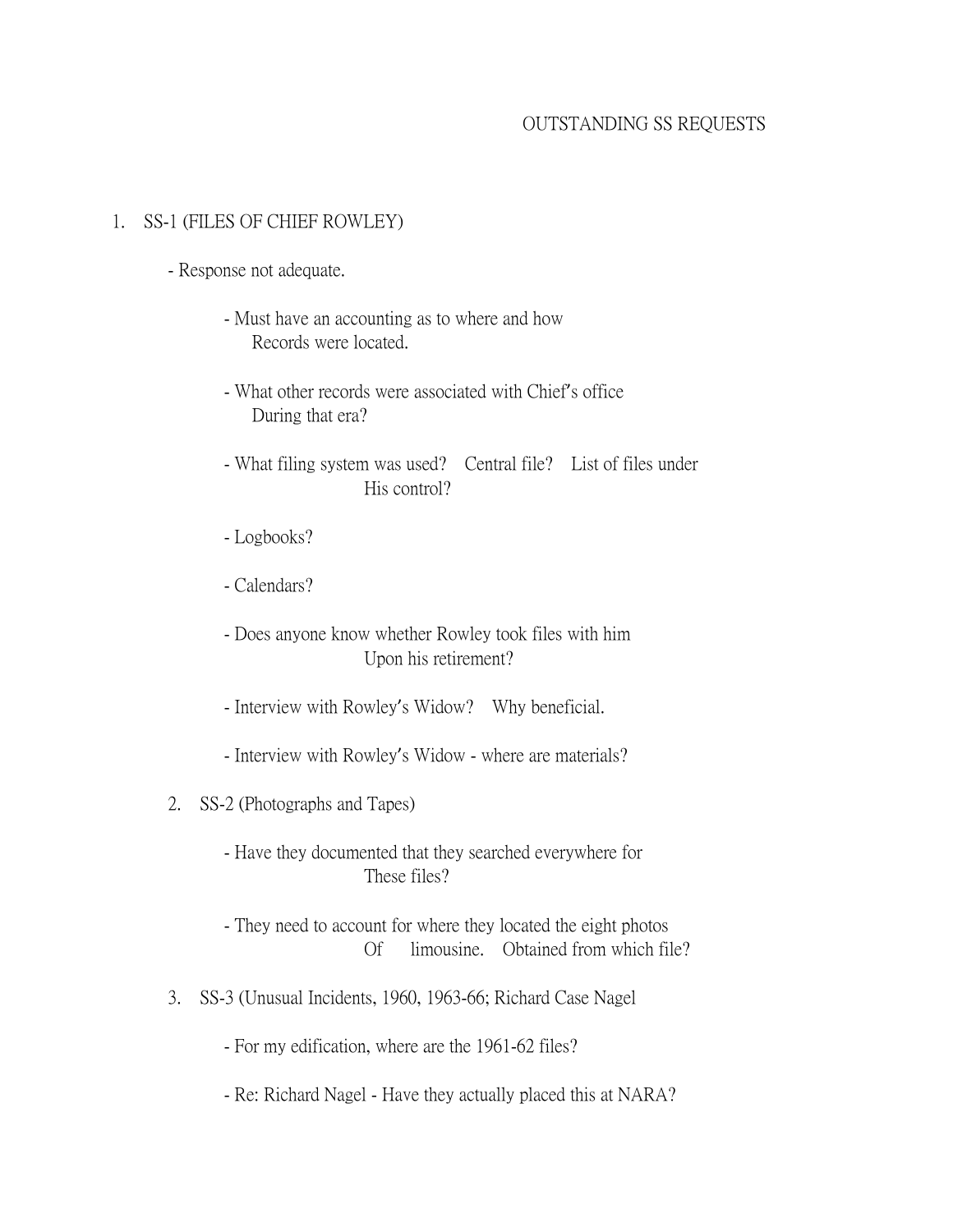# OUTSTANDING SS REQUESTS

1. SS-1 (FILES OF CHIEF ROWLEY)

   - Response not adequate.

     - Must have an accounting as to where and how Records were located.

     - What other records were associated with Chief's office During that era?

     - What filing system was used? Central file? List of files under His control?

     - Logbooks?

     - Calendars?

     - Does anyone know whether Rowley took files with him Upon his retirement?

     - Interview with Rowley's Widow? Why beneficial.

     - Interview with Rowley's Widow - where are materials?

2. SS-2 (Photographs and Tapes)

   - Have they documented that they searched everywhere for These files?

   - They need to account for where they located the eight photos Of limousine. Obtained from which file?

3. SS-3 (Unusual Incidents, 1960, 1963-66; Richard Case Nagel

   - For my edification, where are the 1961-62 files?

   - Re: Richard Nagel - Have they actually placed this at NARA?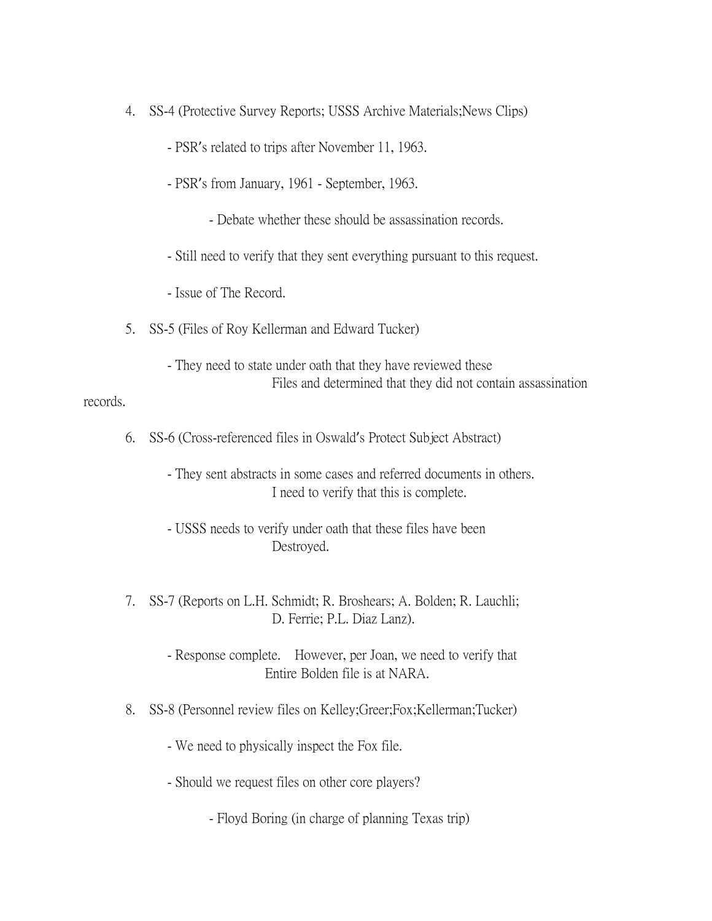4. SS-4 (Protective Survey Reports; USSS Archive Materials;News Clips)

    - PSR's related to trips after November 11, 1963.

    - PSR's from January, 1961 - September, 1963.

        - Debate whether these should be assassination records.

    - Still need to verify that they sent everything pursuant to this request.

    - Issue of The Record.

5. SS-5 (Files of Roy Kellerman and Edward Tucker)

    - They need to state under oath that they have reviewed these Files and determined that they did not contain assassination records.

6. SS-6 (Cross-referenced files in Oswald's Protect Subject Abstract)

    - They sent abstracts in some cases and referred documents in others. I need to verify that this is complete.

    - USSS needs to verify under oath that these files have been Destroyed.

7. SS-7 (Reports on L.H. Schmidt; R. Broshears; A. Bolden; R. Lauchli; D. Ferrie; P.L. Diaz Lanz).

    - Response complete. However, per Joan, we need to verify that Entire Bolden file is at NARA.

8. SS-8 (Personnel review files on Kelley;Greer;Fox;Kellerman;Tucker)

    - We need to physically inspect the Fox file.

    - Should we request files on other core players?

        - Floyd Boring (in charge of planning Texas trip)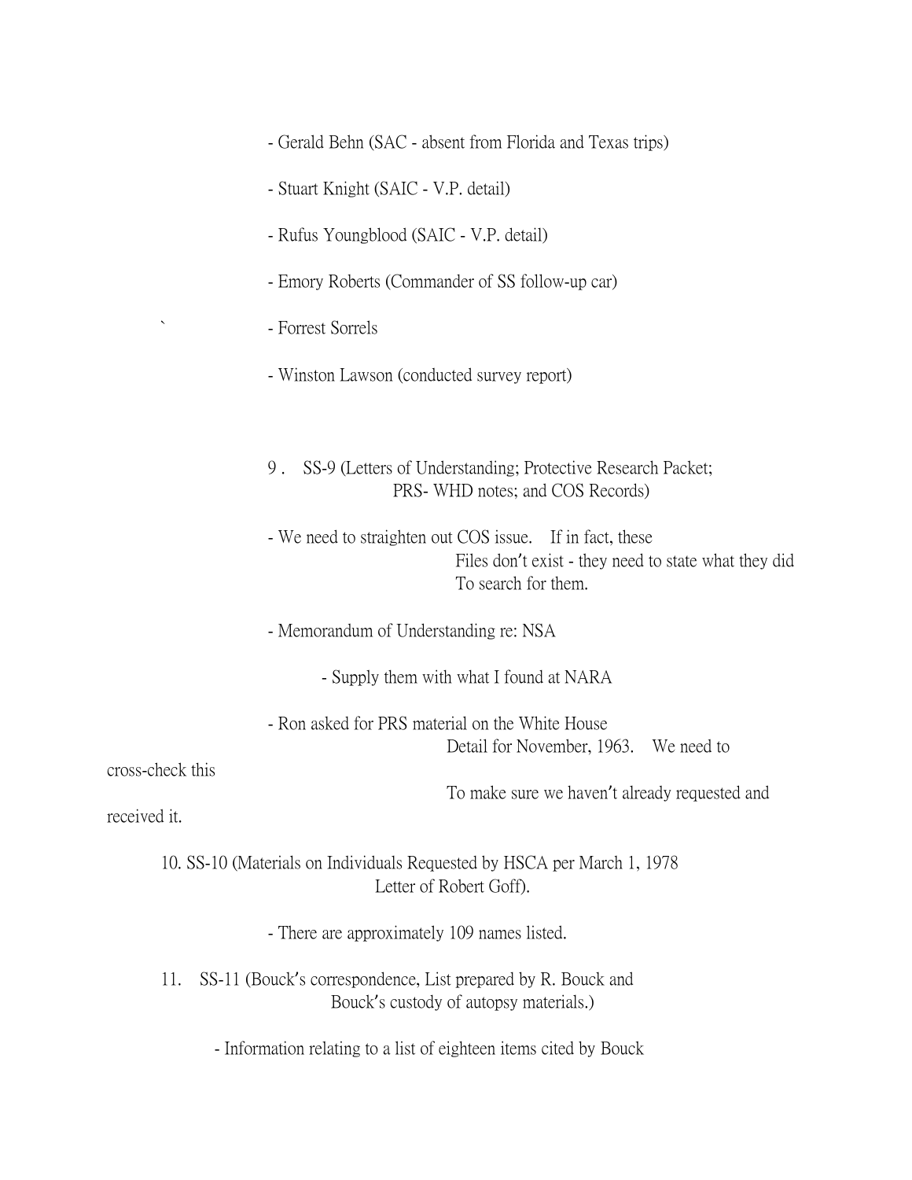- Gerald Behn (SAC - absent from Florida and Texas trips)
- Stuart Knight (SAIC - V.P. detail)
- Rufus Youngblood (SAIC - V.P. detail)
- Emory Roberts (Commander of SS follow-up car)
- Forrest Sorrels
- Winston Lawson (conducted survey report)

9. SS-9 (Letters of Understanding; Protective Research Packet; PRS- WHD notes; and COS Records)

- We need to straighten out COS issue. If in fact, these Files don't exist - they need to state what they did To search for them.
- Memorandum of Understanding re: NSA
  - Supply them with what I found at NARA
- Ron asked for PRS material on the White House Detail for November, 1963. We need to cross-check this To make sure we haven't already requested and received it.

10. SS-10 (Materials on Individuals Requested by HSCA per March 1, 1978 Letter of Robert Goff).

- There are approximately 109 names listed.

11. SS-11 (Bouck's correspondence, List prepared by R. Bouck and Bouck's custody of autopsy materials.)

- Information relating to a list of eighteen items cited by Bouck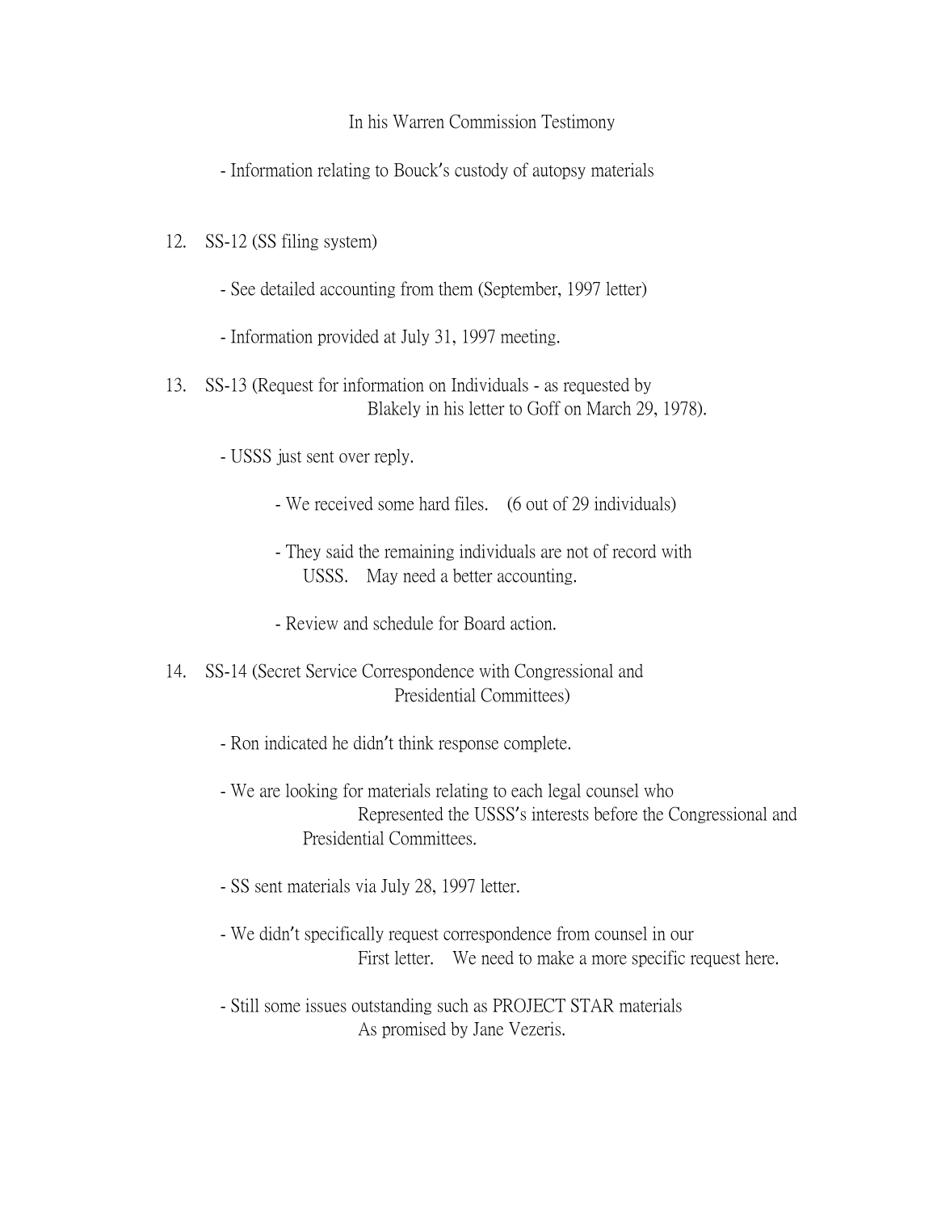In his Warren Commission Testimony

- Information relating to Bouck's custody of autopsy materials

12. SS-12 (SS filing system)

    - See detailed accounting from them (September, 1997 letter)

    - Information provided at July 31, 1997 meeting.

13. SS-13 (Request for information on Individuals - as requested by Blakely in his letter to Goff on March 29, 1978).

    - USSS just sent over reply.

        - We received some hard files. (6 out of 29 individuals)

        - They said the remaining individuals are not of record with USSS. May need a better accounting.

        - Review and schedule for Board action.

14. SS-14 (Secret Service Correspondence with Congressional and Presidential Committees)

    - Ron indicated he didn't think response complete.

    - We are looking for materials relating to each legal counsel who Represented the USSS's interests before the Congressional and Presidential Committees.

    - SS sent materials via July 28, 1997 letter.

    - We didn't specifically request correspondence from counsel in our First letter. We need to make a more specific request here.

    - Still some issues outstanding such as PROJECT STAR materials As promised by Jane Vezeris.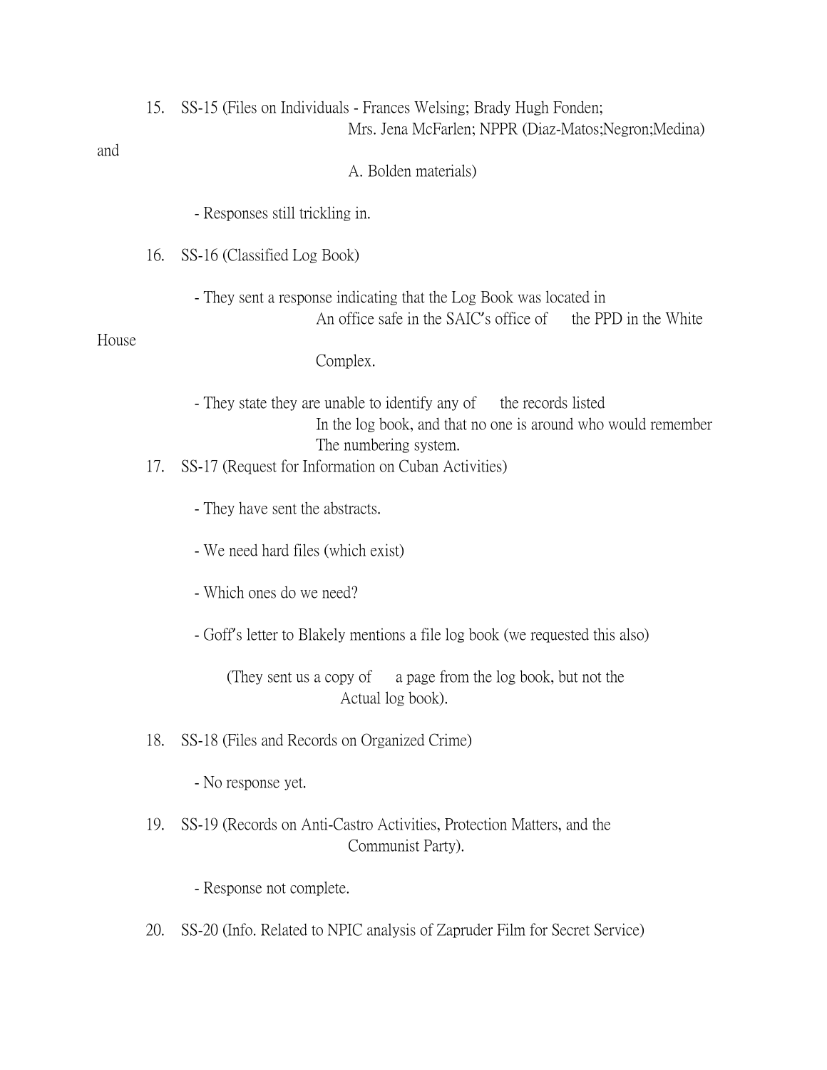15. SS-15 (Files on Individuals - Frances Welsing; Brady Hugh Fonden; Mrs. Jena McFarlen; NPPR (Diaz-Matos;Negron;Medina) and A. Bolden materials)

    - Responses still trickling in.

16. SS-16 (Classified Log Book)

    - They sent a response indicating that the Log Book was located in An office safe in the SAIC's office of the PPD in the White House Complex.

    - They state they are unable to identify any of the records listed In the log book, and that no one is around who would remember The numbering system.

17. SS-17 (Request for Information on Cuban Activities)

    - They have sent the abstracts.

    - We need hard files (which exist)

    - Which ones do we need?

    - Goff's letter to Blakely mentions a file log book (we requested this also)

      (They sent us a copy of a page from the log book, but not the Actual log book).

18. SS-18 (Files and Records on Organized Crime)

    - No response yet.

19. SS-19 (Records on Anti-Castro Activities, Protection Matters, and the Communist Party).

    - Response not complete.

20. SS-20 (Info. Related to NPIC analysis of Zapruder Film for Secret Service)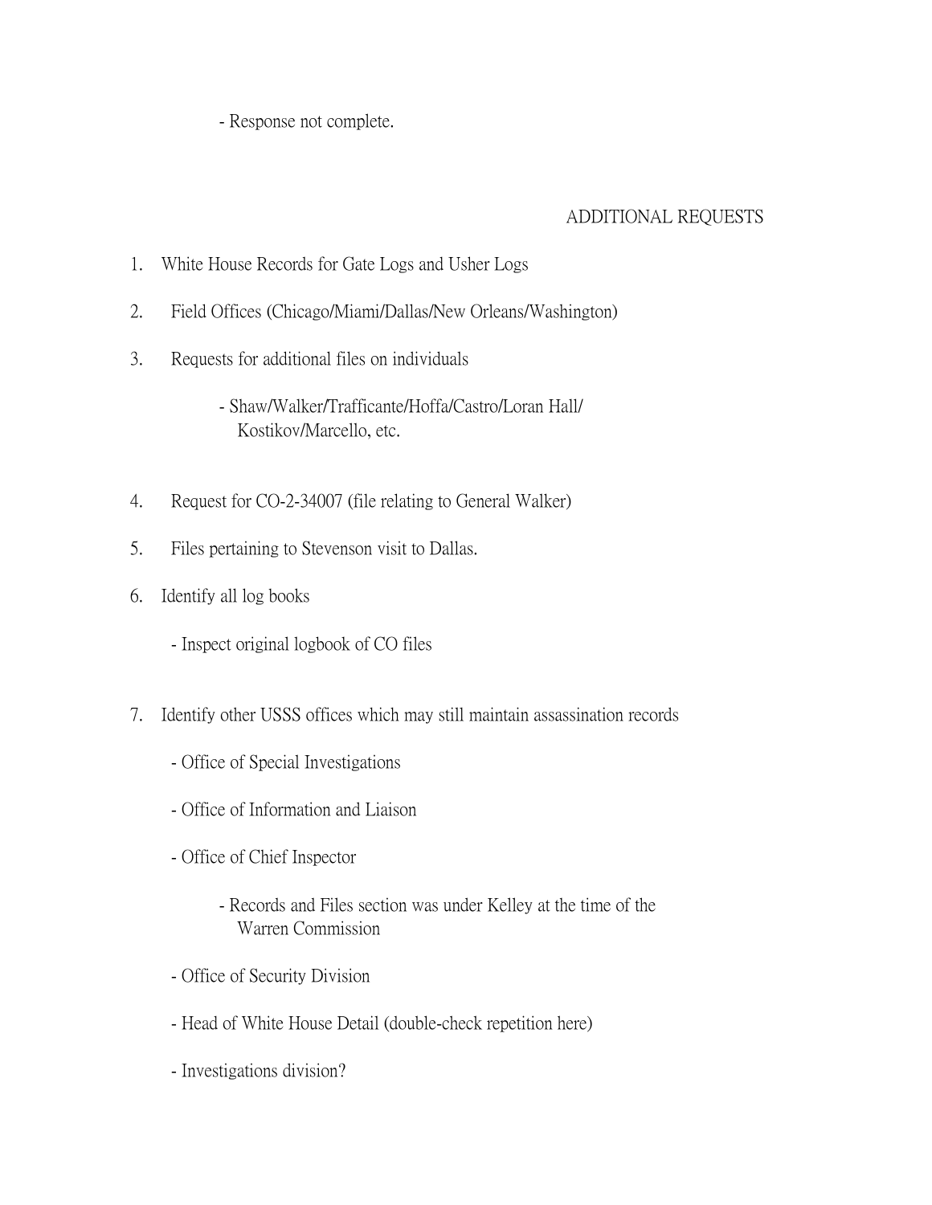- Response not complete.

## ADDITIONAL REQUESTS

1. White House Records for Gate Logs and Usher Logs
2. Field Offices (Chicago/Miami/Dallas/New Orleans/Washington)
3. Requests for additional files on individuals
    - Shaw/Walker/Trafficante/Hoffa/Castro/Loran Hall/ Kostikov/Marcello, etc.
4. Request for CO-2-34007 (file relating to General Walker)
5. Files pertaining to Stevenson visit to Dallas.
6. Identify all log books
    - Inspect original logbook of CO files
7. Identify other USSS offices which may still maintain assassination records
    - Office of Special Investigations
    - Office of Information and Liaison
    - Office of Chief Inspector
        - Records and Files section was under Kelley at the time of the Warren Commission
    - Office of Security Division
    - Head of White House Detail (double-check repetition here)
    - Investigations division?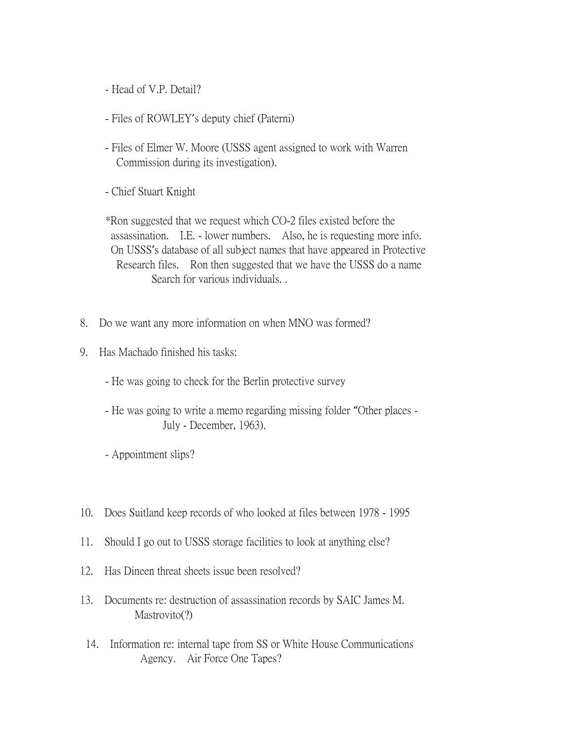- Head of V.P. Detail?

- Files of ROWLEY's deputy chief (Paterni)

- Files of Elmer W. Moore (USSS agent assigned to work with Warren Commission during its investigation).

- Chief Stuart Knight

*Ron suggested that we request which CO-2 files existed before the assassination. I.E. - lower numbers. Also, he is requesting more info. On USSS's database of all subject names that have appeared in Protective Research files. Ron then suggested that we have the USSS do a name Search for various individuals. .

8. Do we want any more information on when MNO was formed?

9. Has Machado finished his tasks:

   - He was going to check for the Berlin protective survey

   - He was going to write a memo regarding missing folder "Other places - July - December, 1963).

   - Appointment slips?

10. Does Suitland keep records of who looked at files between 1978 - 1995

11. Should I go out to USSS storage facilities to look at anything else?

12. Has Dineen threat sheets issue been resolved?

13. Documents re: destruction of assassination records by SAIC James M. Mastrovito(?)

14. Information re: internal tape from SS or White House Communications Agency. Air Force One Tapes?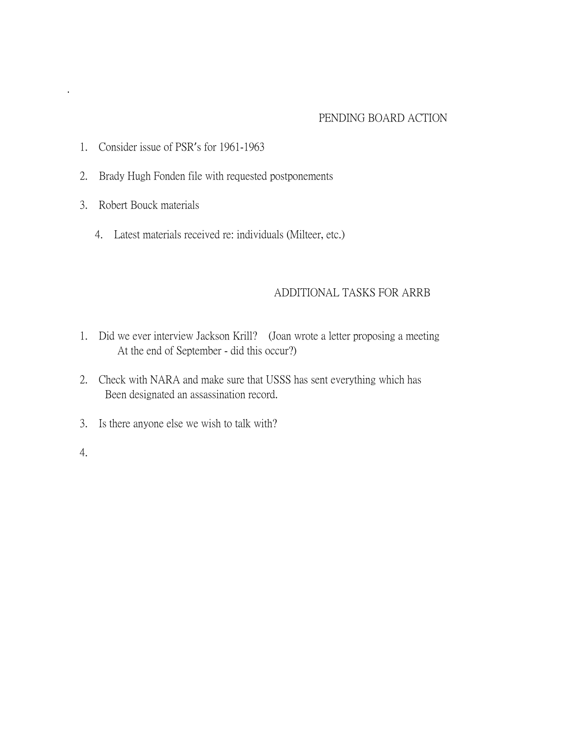## PENDING BOARD ACTION

1. Consider issue of PSR's for 1961-1963
2. Brady Hugh Fonden file with requested postponements
3. Robert Bouck materials
4. Latest materials received re: individuals (Milteer, etc.)

## ADDITIONAL TASKS FOR ARRB

1. Did we ever interview Jackson Krill? (Joan wrote a letter proposing a meeting At the end of September - did this occur?)
2. Check with NARA and make sure that USSS has sent everything which has Been designated an assassination record.
3. Is there anyone else we wish to talk with?
4.